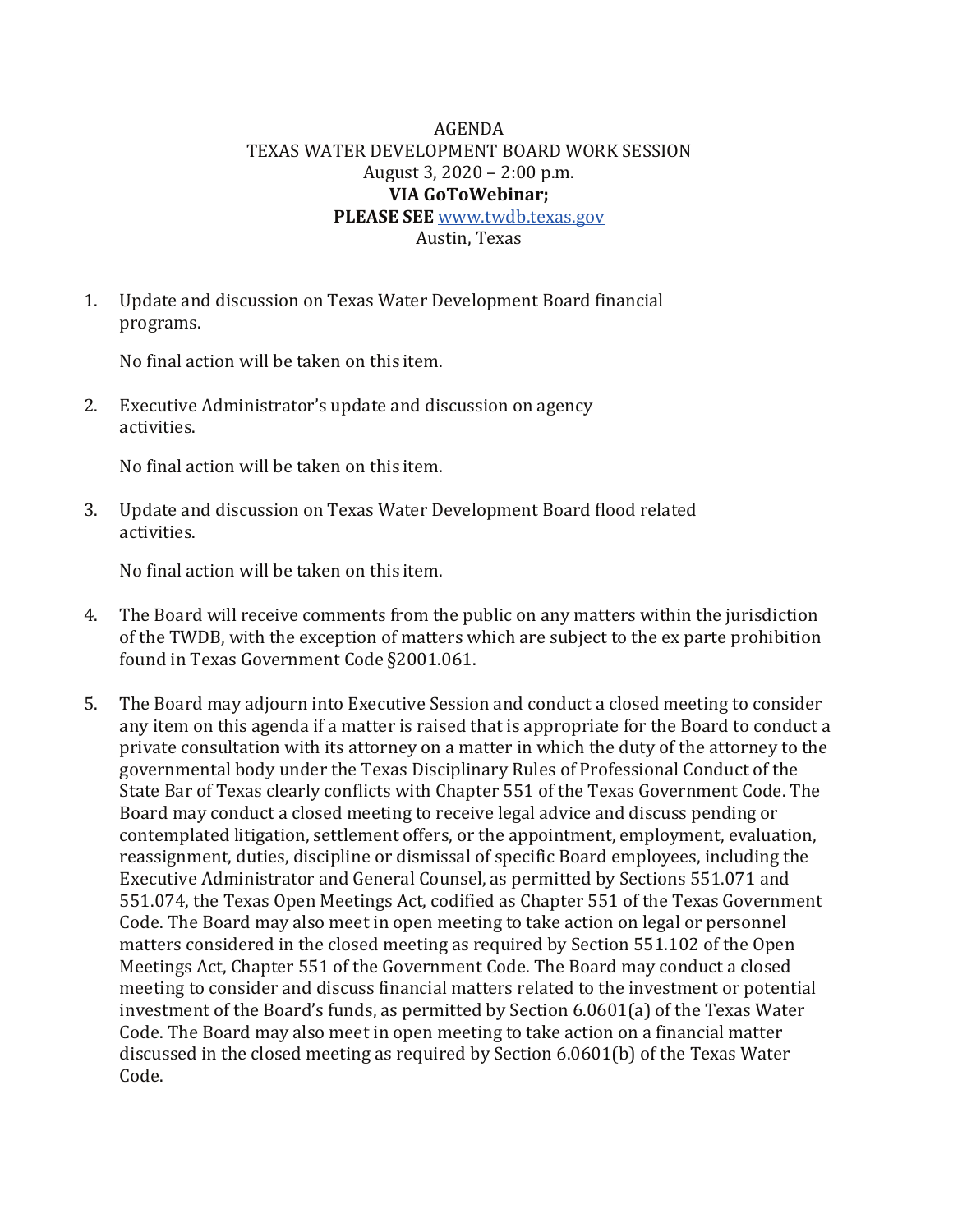# AGENDA
## TEXAS WATER DEVELOPMENT BOARD WORK SESSION
August 3, 2020 – 2:00 p.m.
**VIA GoToWebinar;**
**PLEASE SEE** www.twdb.texas.gov
Austin, Texas

1. Update and discussion on Texas Water Development Board financial programs.

   No final action will be taken on this item.

2. Executive Administrator's update and discussion on agency activities.

   No final action will be taken on this item.

3. Update and discussion on Texas Water Development Board flood related activities.

   No final action will be taken on this item.

4. The Board will receive comments from the public on any matters within the jurisdiction of the TWDB, with the exception of matters which are subject to the ex parte prohibition found in Texas Government Code §2001.061.

5. The Board may adjourn into Executive Session and conduct a closed meeting to consider any item on this agenda if a matter is raised that is appropriate for the Board to conduct a private consultation with its attorney on a matter in which the duty of the attorney to the governmental body under the Texas Disciplinary Rules of Professional Conduct of the State Bar of Texas clearly conflicts with Chapter 551 of the Texas Government Code. The Board may conduct a closed meeting to receive legal advice and discuss pending or contemplated litigation, settlement offers, or the appointment, employment, evaluation, reassignment, duties, discipline or dismissal of specific Board employees, including the Executive Administrator and General Counsel, as permitted by Sections 551.071 and 551.074, the Texas Open Meetings Act, codified as Chapter 551 of the Texas Government Code. The Board may also meet in open meeting to take action on legal or personnel matters considered in the closed meeting as required by Section 551.102 of the Open Meetings Act, Chapter 551 of the Government Code. The Board may conduct a closed meeting to consider and discuss financial matters related to the investment or potential investment of the Board's funds, as permitted by Section 6.0601(a) of the Texas Water Code. The Board may also meet in open meeting to take action on a financial matter discussed in the closed meeting as required by Section 6.0601(b) of the Texas Water Code.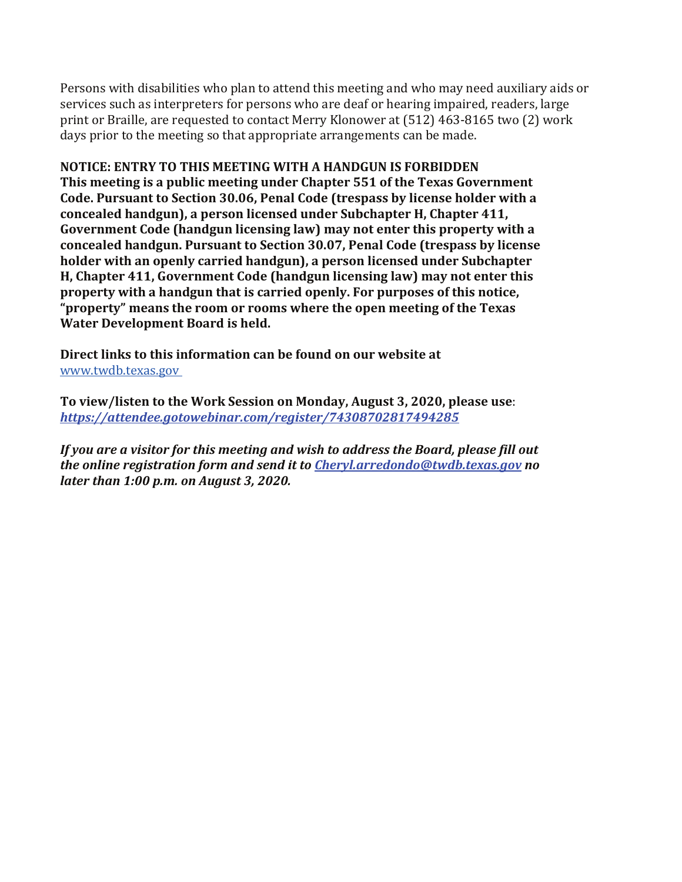Persons with disabilities who plan to attend this meeting and who may need auxiliary aids or services such as interpreters for persons who are deaf or hearing impaired, readers, large print or Braille, are requested to contact Merry Klonower at (512) 463-8165 two (2) work days prior to the meeting so that appropriate arrangements can be made.

**NOTICE: ENTRY TO THIS MEETING WITH A HANDGUN IS FORBIDDEN**
**This meeting is a public meeting under Chapter 551 of the Texas Government Code. Pursuant to Section 30.06, Penal Code (trespass by license holder with a concealed handgun), a person licensed under Subchapter H, Chapter 411, Government Code (handgun licensing law) may not enter this property with a concealed handgun. Pursuant to Section 30.07, Penal Code (trespass by license holder with an openly carried handgun), a person licensed under Subchapter H, Chapter 411, Government Code (handgun licensing law) may not enter this property with a handgun that is carried openly. For purposes of this notice, "property" means the room or rooms where the open meeting of the Texas Water Development Board is held.**

**Direct links to this information can be found on our website at**
www.twdb.texas.gov

**To view/listen to the Work Session on Monday, August 3, 2020, please use**:
***https://attendee.gotowebinar.com/register/74308702817494285***

***If you are a visitor for this meeting and wish to address the Board, please fill out the online registration form and send it to Cheryl.arredondo@twdb.texas.gov no later than 1:00 p.m. on August 3, 2020.***